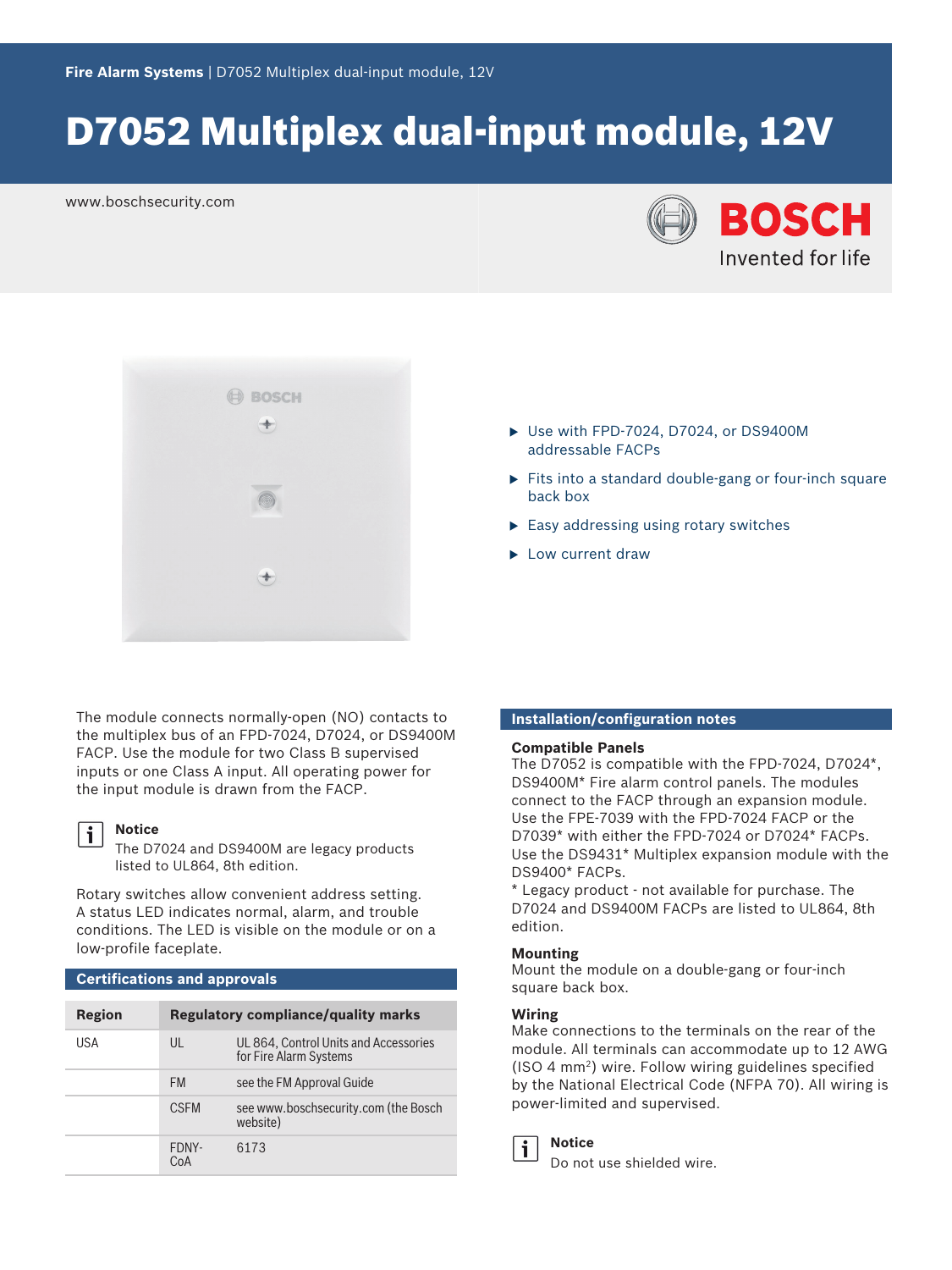Fire Alarm Systems | D7052 Multiplex dual-input module, 12V

# D7052 Multiplex dual-input module, 12V

www.boschsecurity.com

- Use with FPD-7024, D7024, or DS9400M addressable FACPs
- Fits into a standard double-gang or four-inch square back box
- Easy addressing using rotary switches
- Low current draw

The module connects normally-open (NO) contacts to the multiplex bus of an FPD-7024, D7024, or DS9400M FACP. Use the module for two Class B supervised inputs or one Class A input. All operating power for the input module is drawn from the FACP.

> **Notice**
> The D7024 and DS9400M are legacy products listed to UL864, 8th edition.

Rotary switches allow convenient address setting. A status LED indicates normal, alarm, and trouble conditions. The LED is visible on the module or on a low-profile faceplate.

## Certifications and approvals

| Region | Regulatory compliance/quality marks | |
|---|---|---|
| USA | UL | UL 864, Control Units and Accessories for Fire Alarm Systems |
| | FM | see the FM Approval Guide |
| | CSFM | see www.boschsecurity.com (the Bosch website) |
| | FDNY-CoA | 6173 |

## Installation/configuration notes

### Compatible Panels

The D7052 is compatible with the FPD-7024, D7024*, DS9400M* Fire alarm control panels. The modules connect to the FACP through an expansion module. Use the FPE-7039 with the FPD-7024 FACP or the D7039* with either the FPD-7024 or D7024* FACPs. Use the DS9431* Multiplex expansion module with the DS9400* FACPs.
* Legacy product - not available for purchase. The D7024 and DS9400M FACPs are listed to UL864, 8th edition.

### Mounting

Mount the module on a double-gang or four-inch square back box.

### Wiring

Make connections to the terminals on the rear of the module. All terminals can accommodate up to 12 AWG (ISO 4 mm²) wire. Follow wiring guidelines specified by the National Electrical Code (NFPA 70). All wiring is power-limited and supervised.

> **Notice**
> Do not use shielded wire.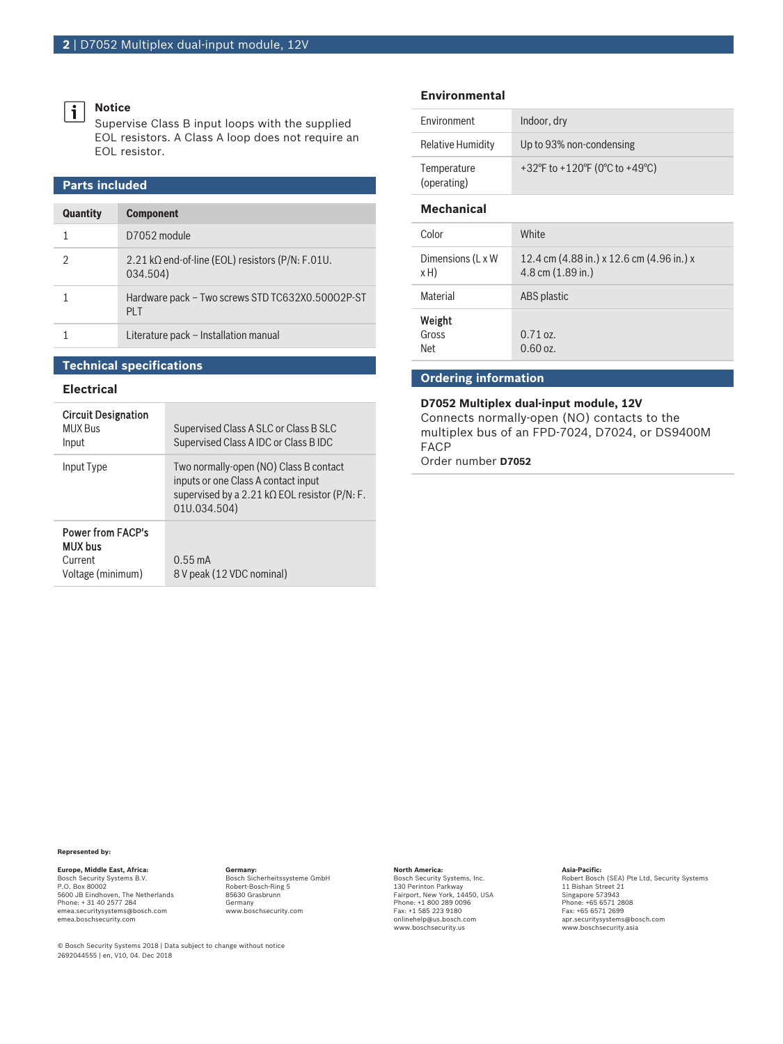**Notice**

Supervise Class B input loops with the supplied EOL resistors. A Class A loop does not require an EOL resistor.

## Parts included

| Quantity | Component |
|---|---|
| 1 | D7052 module |
| 2 | 2.21 kΩ end-of-line (EOL) resistors (P/N: F.01U.034.504) |
| 1 | Hardware pack – Two screws STD TC632X0.50002P-ST PLT |
| 1 | Literature pack – Installation manual |

## Technical specifications

### Electrical

| | |
|---|---|
| **Circuit Designation**<br>MUX Bus<br>Input | <br>Supervised Class A SLC or Class B SLC<br>Supervised Class A IDC or Class B IDC |
| Input Type | Two normally-open (NO) Class B contact inputs or one Class A contact input supervised by a 2.21 kΩ EOL resistor (P/N: F.01U.034.504) |
| **Power from FACP's MUX bus**<br>Current<br>Voltage (minimum) | <br>0.55 mA<br>8 V peak (12 VDC nominal) |

### Environmental

| | |
|---|---|
| Environment | Indoor, dry |
| Relative Humidity | Up to 93% non-condensing |
| Temperature (operating) | +32°F to +120°F (0°C to +49°C) |

### Mechanical

| | |
|---|---|
| Color | White |
| Dimensions (L x W x H) | 12.4 cm (4.88 in.) x 12.6 cm (4.96 in.) x 4.8 cm (1.89 in.) |
| Material | ABS plastic |
| **Weight**<br>Gross<br>Net | <br>0.71 oz.<br>0.60 oz. |

## Ordering information

**D7052 Multiplex dual-input module, 12V**

Connects normally-open (NO) contacts to the multiplex bus of an FPD-7024, D7024, or DS9400M FACP

Order number **D7052**

**Represented by:**

**Europe, Middle East, Africa:**
Bosch Security Systems B.V.
P.O. Box 80002
5600 JB Eindhoven, The Netherlands
Phone: + 31 40 2577 284
emea.securitysystems@bosch.com
emea.boschsecurity.com

**Germany:**
Bosch Sicherheitssysteme GmbH
Robert-Bosch-Ring 5
85630 Grasbrunn
Germany
www.boschsecurity.com

**North America:**
Bosch Security Systems, Inc.
130 Perinton Parkway
Fairport, New York, 14450, USA
Phone: +1 800 289 0096
Fax: +1 585 223 9180
onlinehelp@us.bosch.com
www.boschsecurity.us

**Asia-Pacific:**
Robert Bosch (SEA) Pte Ltd, Security Systems
11 Bishan Street 21
Singapore 573943
Phone: +65 6571 2808
Fax: +65 6571 2699
apr.securitysystems@bosch.com
www.boschsecurity.asia

© Bosch Security Systems 2018 | Data subject to change without notice
2692044555 | en, V10, 04. Dec 2018